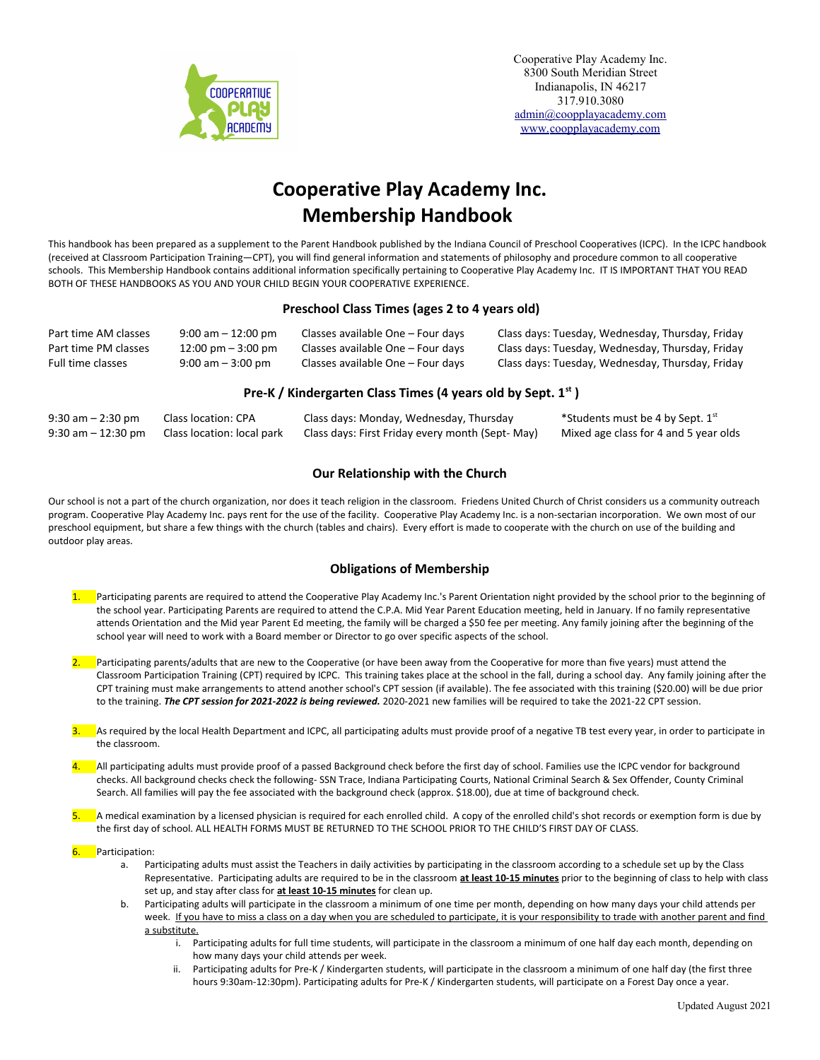Cooperative Play Academy Inc.
8300 South Meridian Street
Indianapolis, IN 46217
317.910.3080
admin@coopplayacademy.com
www.coopplayacademy.com

# Cooperative Play Academy Inc. Membership Handbook

This handbook has been prepared as a supplement to the Parent Handbook published by the Indiana Council of Preschool Cooperatives (ICPC). In the ICPC handbook (received at Classroom Participation Training—CPT), you will find general information and statements of philosophy and procedure common to all cooperative schools. This Membership Handbook contains additional information specifically pertaining to Cooperative Play Academy Inc. IT IS IMPORTANT THAT YOU READ BOTH OF THESE HANDBOOKS AS YOU AND YOUR CHILD BEGIN YOUR COOPERATIVE EXPERIENCE.

### Preschool Class Times (ages 2 to 4 years old)

| | | | |
|---|---|---|---|
| Part time AM classes | 9:00 am – 12:00 pm | Classes available One – Four days | Class days: Tuesday, Wednesday, Thursday, Friday |
| Part time PM classes | 12:00 pm – 3:00 pm | Classes available One – Four days | Class days: Tuesday, Wednesday, Thursday, Friday |
| Full time classes | 9:00 am – 3:00 pm | Classes available One – Four days | Class days: Tuesday, Wednesday, Thursday, Friday |

### Pre-K / Kindergarten Class Times (4 years old by Sept. 1st )

| | | | |
|---|---|---|---|
| 9:30 am – 2:30 pm | Class location: CPA | Class days: Monday, Wednesday, Thursday | *Students must be 4 by Sept. 1st |
| 9:30 am – 12:30 pm | Class location: local park | Class days: First Friday every month (Sept- May) | Mixed age class for 4 and 5 year olds |

### Our Relationship with the Church

Our school is not a part of the church organization, nor does it teach religion in the classroom. Friedens United Church of Christ considers us a community outreach program. Cooperative Play Academy Inc. pays rent for the use of the facility. Cooperative Play Academy Inc. is a non-sectarian incorporation. We own most of our preschool equipment, but share a few things with the church (tables and chairs). Every effort is made to cooperate with the church on use of the building and outdoor play areas.

### Obligations of Membership

1. Participating parents are required to attend the Cooperative Play Academy Inc.'s Parent Orientation night provided by the school prior to the beginning of the school year. Participating Parents are required to attend the C.P.A. Mid Year Parent Education meeting, held in January. If no family representative attends Orientation and the Mid year Parent Ed meeting, the family will be charged a $50 fee per meeting. Any family joining after the beginning of the school year will need to work with a Board member or Director to go over specific aspects of the school.

2. Participating parents/adults that are new to the Cooperative (or have been away from the Cooperative for more than five years) must attend the Classroom Participation Training (CPT) required by ICPC. This training takes place at the school in the fall, during a school day. Any family joining after the CPT training must make arrangements to attend another school's CPT session (if available). The fee associated with this training ($20.00) will be due prior to the training. ***The CPT session for 2021-2022 is being reviewed.*** 2020-2021 new families will be required to take the 2021-22 CPT session.

3. As required by the local Health Department and ICPC, all participating adults must provide proof of a negative TB test every year, in order to participate in the classroom.

4. All participating adults must provide proof of a passed Background check before the first day of school. Families use the ICPC vendor for background checks. All background checks check the following- SSN Trace, Indiana Participating Courts, National Criminal Search & Sex Offender, County Criminal Search. All families will pay the fee associated with the background check (approx. $18.00), due at time of background check.

5. A medical examination by a licensed physician is required for each enrolled child. A copy of the enrolled child's shot records or exemption form is due by the first day of school. ALL HEALTH FORMS MUST BE RETURNED TO THE SCHOOL PRIOR TO THE CHILD'S FIRST DAY OF CLASS.

6. Participation:
   a. Participating adults must assist the Teachers in daily activities by participating in the classroom according to a schedule set up by the Class Representative. Participating adults are required to be in the classroom **at least 10-15 minutes** prior to the beginning of class to help with class set up, and stay after class for **at least 10-15 minutes** for clean up.
   b. Participating adults will participate in the classroom a minimum of one time per month, depending on how many days your child attends per week. If you have to miss a class on a day when you are scheduled to participate, it is your responsibility to trade with another parent and find a substitute.
      i. Participating adults for full time students, will participate in the classroom a minimum of one half day each month, depending on how many days your child attends per week.
      ii. Participating adults for Pre-K / Kindergarten students, will participate in the classroom a minimum of one half day (the first three hours 9:30am-12:30pm). Participating adults for Pre-K / Kindergarten students, will participate on a Forest Day once a year.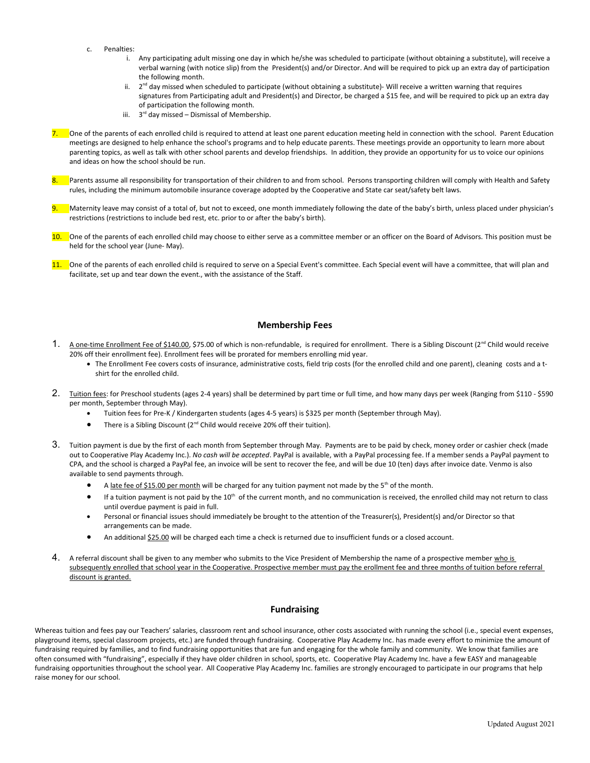c. Penalties:

i. Any participating adult missing one day in which he/she was scheduled to participate (without obtaining a substitute), will receive a verbal warning (with notice slip) from the President(s) and/or Director. And will be required to pick up an extra day of participation the following month.

ii. 2nd day missed when scheduled to participate (without obtaining a substitute)- Will receive a written warning that requires signatures from Participating adult and President(s) and Director, be charged a $15 fee, and will be required to pick up an extra day of participation the following month.

iii. 3rd day missed – Dismissal of Membership.

7. One of the parents of each enrolled child is required to attend at least one parent education meeting held in connection with the school. Parent Education meetings are designed to help enhance the school's programs and to help educate parents. These meetings provide an opportunity to learn more about parenting topics, as well as talk with other school parents and develop friendships. In addition, they provide an opportunity for us to voice our opinions and ideas on how the school should be run.

8. Parents assume all responsibility for transportation of their children to and from school. Persons transporting children will comply with Health and Safety rules, including the minimum automobile insurance coverage adopted by the Cooperative and State car seat/safety belt laws.

9. Maternity leave may consist of a total of, but not to exceed, one month immediately following the date of the baby's birth, unless placed under physician's restrictions (restrictions to include bed rest, etc. prior to or after the baby's birth).

10. One of the parents of each enrolled child may choose to either serve as a committee member or an officer on the Board of Advisors. This position must be held for the school year (June- May).

11. One of the parents of each enrolled child is required to serve on a Special Event's committee. Each Special event will have a committee, that will plan and facilitate, set up and tear down the event., with the assistance of the Staff.

## Membership Fees

1. A one-time Enrollment Fee of $140.00, $75.00 of which is non-refundable, is required for enrollment. There is a Sibling Discount (2nd Child would receive 20% off their enrollment fee). Enrollment fees will be prorated for members enrolling mid year.
   - The Enrollment Fee covers costs of insurance, administrative costs, field trip costs (for the enrolled child and one parent), cleaning costs and a t-shirt for the enrolled child.

2. Tuition fees: for Preschool students (ages 2-4 years) shall be determined by part time or full time, and how many days per week (Ranging from $110 - $590 per month, September through May).
   - Tuition fees for Pre-K / Kindergarten students (ages 4-5 years) is $325 per month (September through May).
   - There is a Sibling Discount (2nd Child would receive 20% off their tuition).

3. Tuition payment is due by the first of each month from September through May. Payments are to be paid by check, money order or cashier check (made out to Cooperative Play Academy Inc.). *No cash will be accepted*. PayPal is available, with a PayPal processing fee. If a member sends a PayPal payment to CPA, and the school is charged a PayPal fee, an invoice will be sent to recover the fee, and will be due 10 (ten) days after invoice date. Venmo is also available to send payments through.
   - A late fee of $15.00 per month will be charged for any tuition payment not made by the 5th of the month.
   - If a tuition payment is not paid by the 10th of the current month, and no communication is received, the enrolled child may not return to class until overdue payment is paid in full.
   - Personal or financial issues should immediately be brought to the attention of the Treasurer(s), President(s) and/or Director so that arrangements can be made.
   - An additional $25.00 will be charged each time a check is returned due to insufficient funds or a closed account.

4. A referral discount shall be given to any member who submits to the Vice President of Membership the name of a prospective member who is subsequently enrolled that school year in the Cooperative. Prospective member must pay the erollment fee and three months of tuition before referral discount is granted.

## Fundraising

Whereas tuition and fees pay our Teachers' salaries, classroom rent and school insurance, other costs associated with running the school (i.e., special event expenses, playground items, special classroom projects, etc.) are funded through fundraising. Cooperative Play Academy Inc. has made every effort to minimize the amount of fundraising required by families, and to find fundraising opportunities that are fun and engaging for the whole family and community. We know that families are often consumed with "fundraising", especially if they have older children in school, sports, etc. Cooperative Play Academy Inc. have a few EASY and manageable fundraising opportunities throughout the school year. All Cooperative Play Academy Inc. families are strongly encouraged to participate in our programs that help raise money for our school.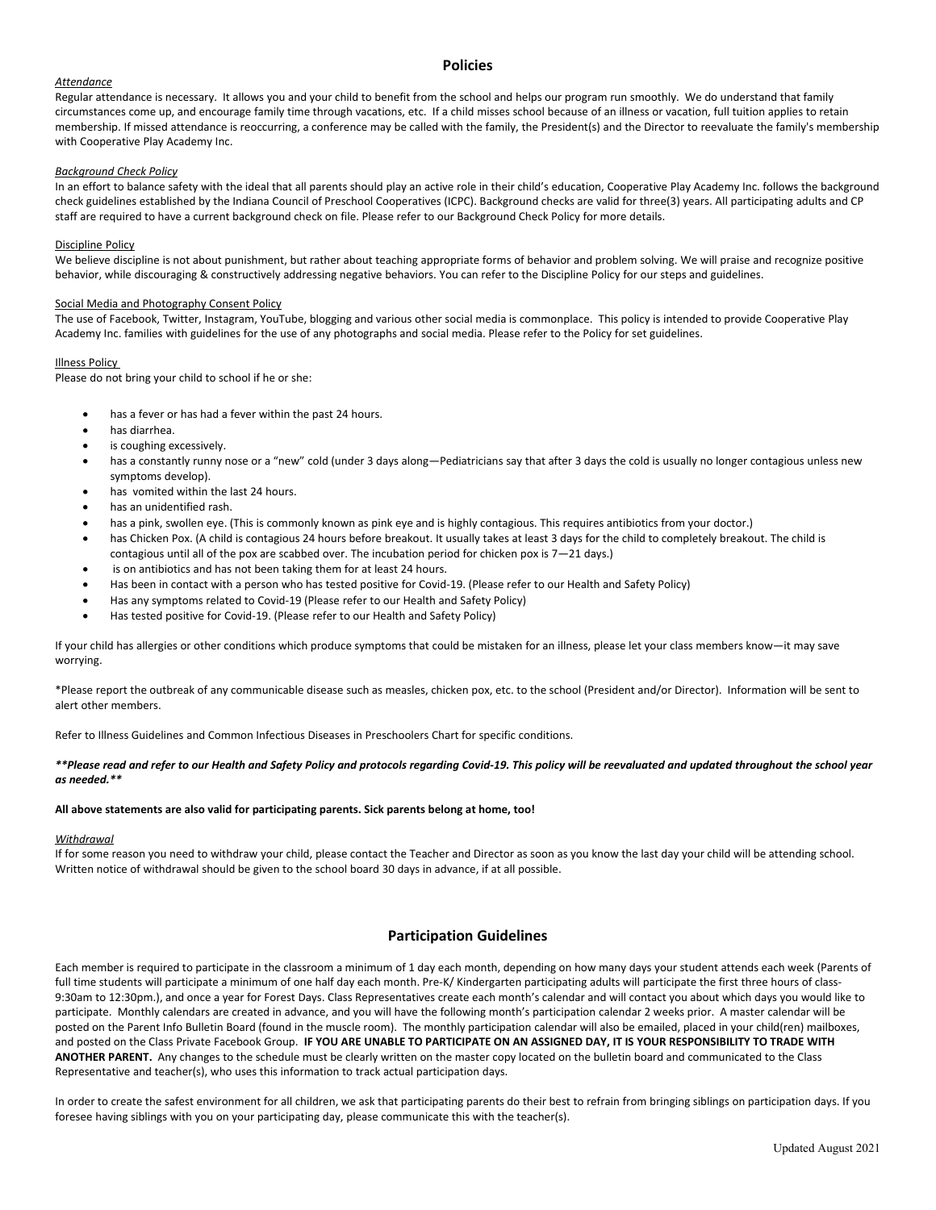# Policies

*Attendance*

Regular attendance is necessary. It allows you and your child to benefit from the school and helps our program run smoothly. We do understand that family circumstances come up, and encourage family time through vacations, etc. If a child misses school because of an illness or vacation, full tuition applies to retain membership. If missed attendance is reoccurring, a conference may be called with the family, the President(s) and the Director to reevaluate the family's membership with Cooperative Play Academy Inc.

*Background Check Policy*

In an effort to balance safety with the ideal that all parents should play an active role in their child's education, Cooperative Play Academy Inc. follows the background check guidelines established by the Indiana Council of Preschool Cooperatives (ICPC). Background checks are valid for three(3) years. All participating adults and CP staff are required to have a current background check on file. Please refer to our Background Check Policy for more details.

Discipline Policy

We believe discipline is not about punishment, but rather about teaching appropriate forms of behavior and problem solving. We will praise and recognize positive behavior, while discouraging & constructively addressing negative behaviors. You can refer to the Discipline Policy for our steps and guidelines.

Social Media and Photography Consent Policy

The use of Facebook, Twitter, Instagram, YouTube, blogging and various other social media is commonplace. This policy is intended to provide Cooperative Play Academy Inc. families with guidelines for the use of any photographs and social media. Please refer to the Policy for set guidelines.

Illness Policy

Please do not bring your child to school if he or she:

- has a fever or has had a fever within the past 24 hours.
- has diarrhea.
- is coughing excessively.
- has a constantly runny nose or a "new" cold (under 3 days along—Pediatricians say that after 3 days the cold is usually no longer contagious unless new symptoms develop).
- has vomited within the last 24 hours.
- has an unidentified rash.
- has a pink, swollen eye. (This is commonly known as pink eye and is highly contagious. This requires antibiotics from your doctor.)
- has Chicken Pox. (A child is contagious 24 hours before breakout. It usually takes at least 3 days for the child to completely breakout. The child is contagious until all of the pox are scabbed over. The incubation period for chicken pox is 7—21 days.)
- is on antibiotics and has not been taking them for at least 24 hours.
- Has been in contact with a person who has tested positive for Covid-19. (Please refer to our Health and Safety Policy)
- Has any symptoms related to Covid-19 (Please refer to our Health and Safety Policy)
- Has tested positive for Covid-19. (Please refer to our Health and Safety Policy)

If your child has allergies or other conditions which produce symptoms that could be mistaken for an illness, please let your class members know—it may save worrying.

*Please report the outbreak of any communicable disease such as measles, chicken pox, etc. to the school (President and/or Director). Information will be sent to alert other members.

Refer to Illness Guidelines and Common Infectious Diseases in Preschoolers Chart for specific conditions.

***\*\*Please read and refer to our Health and Safety Policy and protocols regarding Covid-19. This policy will be reevaluated and updated throughout the school year as needed.\*\****

**All above statements are also valid for participating parents. Sick parents belong at home, too!**

*Withdrawal*

If for some reason you need to withdraw your child, please contact the Teacher and Director as soon as you know the last day your child will be attending school. Written notice of withdrawal should be given to the school board 30 days in advance, if at all possible.

# Participation Guidelines

Each member is required to participate in the classroom a minimum of 1 day each month, depending on how many days your student attends each week (Parents of full time students will participate a minimum of one half day each month. Pre-K/ Kindergarten participating adults will participate the first three hours of class- 9:30am to 12:30pm.), and once a year for Forest Days. Class Representatives create each month's calendar and will contact you about which days you would like to participate. Monthly calendars are created in advance, and you will have the following month's participation calendar 2 weeks prior. A master calendar will be posted on the Parent Info Bulletin Board (found in the muscle room). The monthly participation calendar will also be emailed, placed in your child(ren) mailboxes, and posted on the Class Private Facebook Group. **IF YOU ARE UNABLE TO PARTICIPATE ON AN ASSIGNED DAY, IT IS YOUR RESPONSIBILITY TO TRADE WITH ANOTHER PARENT.** Any changes to the schedule must be clearly written on the master copy located on the bulletin board and communicated to the Class Representative and teacher(s), who uses this information to track actual participation days.

In order to create the safest environment for all children, we ask that participating parents do their best to refrain from bringing siblings on participation days. If you foresee having siblings with you on your participating day, please communicate this with the teacher(s).

Updated August 2021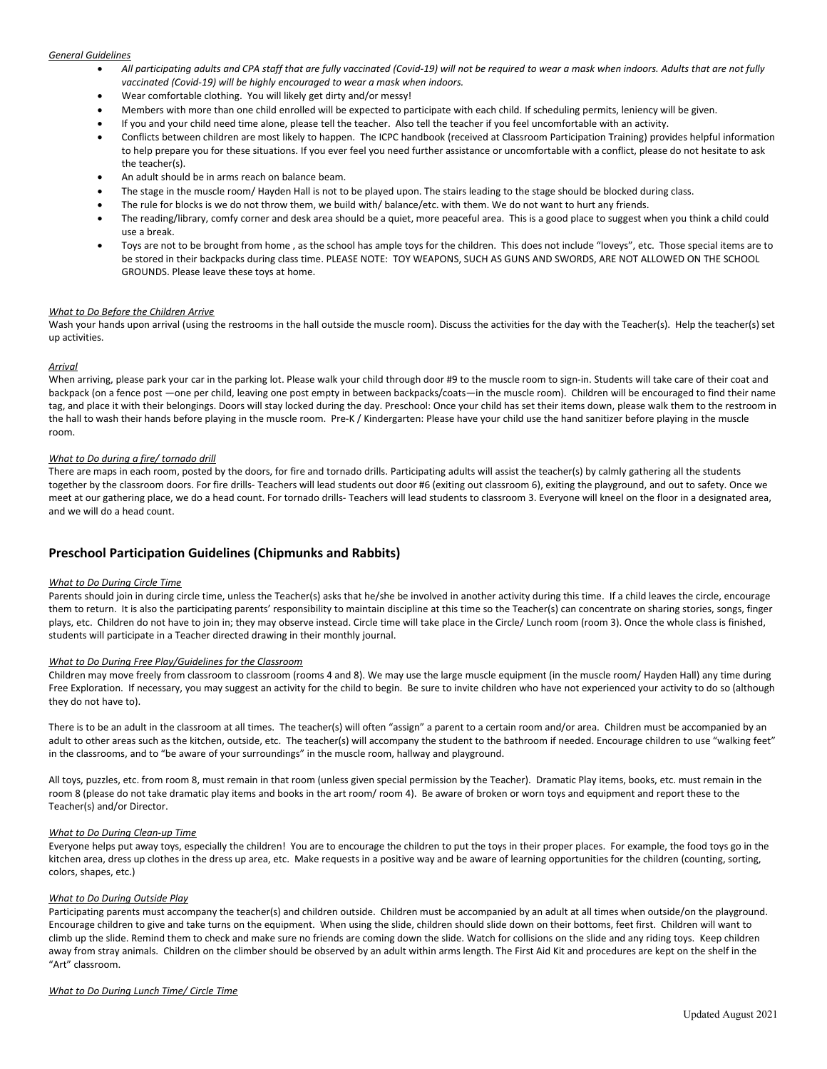*General Guidelines*

- *All participating adults and CPA staff that are fully vaccinated (Covid-19) will not be required to wear a mask when indoors. Adults that are not fully vaccinated (Covid-19) will be highly encouraged to wear a mask when indoors.*
- Wear comfortable clothing. You will likely get dirty and/or messy!
- Members with more than one child enrolled will be expected to participate with each child. If scheduling permits, leniency will be given.
- If you and your child need time alone, please tell the teacher. Also tell the teacher if you feel uncomfortable with an activity.
- Conflicts between children are most likely to happen. The ICPC handbook (received at Classroom Participation Training) provides helpful information to help prepare you for these situations. If you ever feel you need further assistance or uncomfortable with a conflict, please do not hesitate to ask the teacher(s).
- An adult should be in arms reach on balance beam.
- The stage in the muscle room/ Hayden Hall is not to be played upon. The stairs leading to the stage should be blocked during class.
- The rule for blocks is we do not throw them, we build with/ balance/etc. with them. We do not want to hurt any friends.
- The reading/library, comfy corner and desk area should be a quiet, more peaceful area. This is a good place to suggest when you think a child could use a break.
- Toys are not to be brought from home , as the school has ample toys for the children. This does not include "loveys", etc. Those special items are to be stored in their backpacks during class time. PLEASE NOTE: TOY WEAPONS, SUCH AS GUNS AND SWORDS, ARE NOT ALLOWED ON THE SCHOOL GROUNDS. Please leave these toys at home.

*What to Do Before the Children Arrive*

Wash your hands upon arrival (using the restrooms in the hall outside the muscle room). Discuss the activities for the day with the Teacher(s). Help the teacher(s) set up activities.

*Arrival*

When arriving, please park your car in the parking lot. Please walk your child through door #9 to the muscle room to sign-in. Students will take care of their coat and backpack (on a fence post —one per child, leaving one post empty in between backpacks/coats—in the muscle room). Children will be encouraged to find their name tag, and place it with their belongings. Doors will stay locked during the day. Preschool: Once your child has set their items down, please walk them to the restroom in the hall to wash their hands before playing in the muscle room. Pre-K / Kindergarten: Please have your child use the hand sanitizer before playing in the muscle room.

*What to Do during a fire/ tornado drill*

There are maps in each room, posted by the doors, for fire and tornado drills. Participating adults will assist the teacher(s) by calmly gathering all the students together by the classroom doors. For fire drills- Teachers will lead students out door #6 (exiting out classroom 6), exiting the playground, and out to safety. Once we meet at our gathering place, we do a head count. For tornado drills- Teachers will lead students to classroom 3. Everyone will kneel on the floor in a designated area, and we will do a head count.

## Preschool Participation Guidelines (Chipmunks and Rabbits)

*What to Do During Circle Time*

Parents should join in during circle time, unless the Teacher(s) asks that he/she be involved in another activity during this time. If a child leaves the circle, encourage them to return. It is also the participating parents' responsibility to maintain discipline at this time so the Teacher(s) can concentrate on sharing stories, songs, finger plays, etc. Children do not have to join in; they may observe instead. Circle time will take place in the Circle/ Lunch room (room 3). Once the whole class is finished, students will participate in a Teacher directed drawing in their monthly journal.

*What to Do During Free Play/Guidelines for the Classroom*

Children may move freely from classroom to classroom (rooms 4 and 8). We may use the large muscle equipment (in the muscle room/ Hayden Hall) any time during Free Exploration. If necessary, you may suggest an activity for the child to begin. Be sure to invite children who have not experienced your activity to do so (although they do not have to).

There is to be an adult in the classroom at all times. The teacher(s) will often "assign" a parent to a certain room and/or area. Children must be accompanied by an adult to other areas such as the kitchen, outside, etc. The teacher(s) will accompany the student to the bathroom if needed. Encourage children to use "walking feet" in the classrooms, and to "be aware of your surroundings" in the muscle room, hallway and playground.

All toys, puzzles, etc. from room 8, must remain in that room (unless given special permission by the Teacher). Dramatic Play items, books, etc. must remain in the room 8 (please do not take dramatic play items and books in the art room/ room 4). Be aware of broken or worn toys and equipment and report these to the Teacher(s) and/or Director.

*What to Do During Clean-up Time*

Everyone helps put away toys, especially the children! You are to encourage the children to put the toys in their proper places. For example, the food toys go in the kitchen area, dress up clothes in the dress up area, etc. Make requests in a positive way and be aware of learning opportunities for the children (counting, sorting, colors, shapes, etc.)

*What to Do During Outside Play*

Participating parents must accompany the teacher(s) and children outside. Children must be accompanied by an adult at all times when outside/on the playground. Encourage children to give and take turns on the equipment. When using the slide, children should slide down on their bottoms, feet first. Children will want to climb up the slide. Remind them to check and make sure no friends are coming down the slide. Watch for collisions on the slide and any riding toys. Keep children away from stray animals. Children on the climber should be observed by an adult within arms length. The First Aid Kit and procedures are kept on the shelf in the "Art" classroom.

*What to Do During Lunch Time/ Circle Time*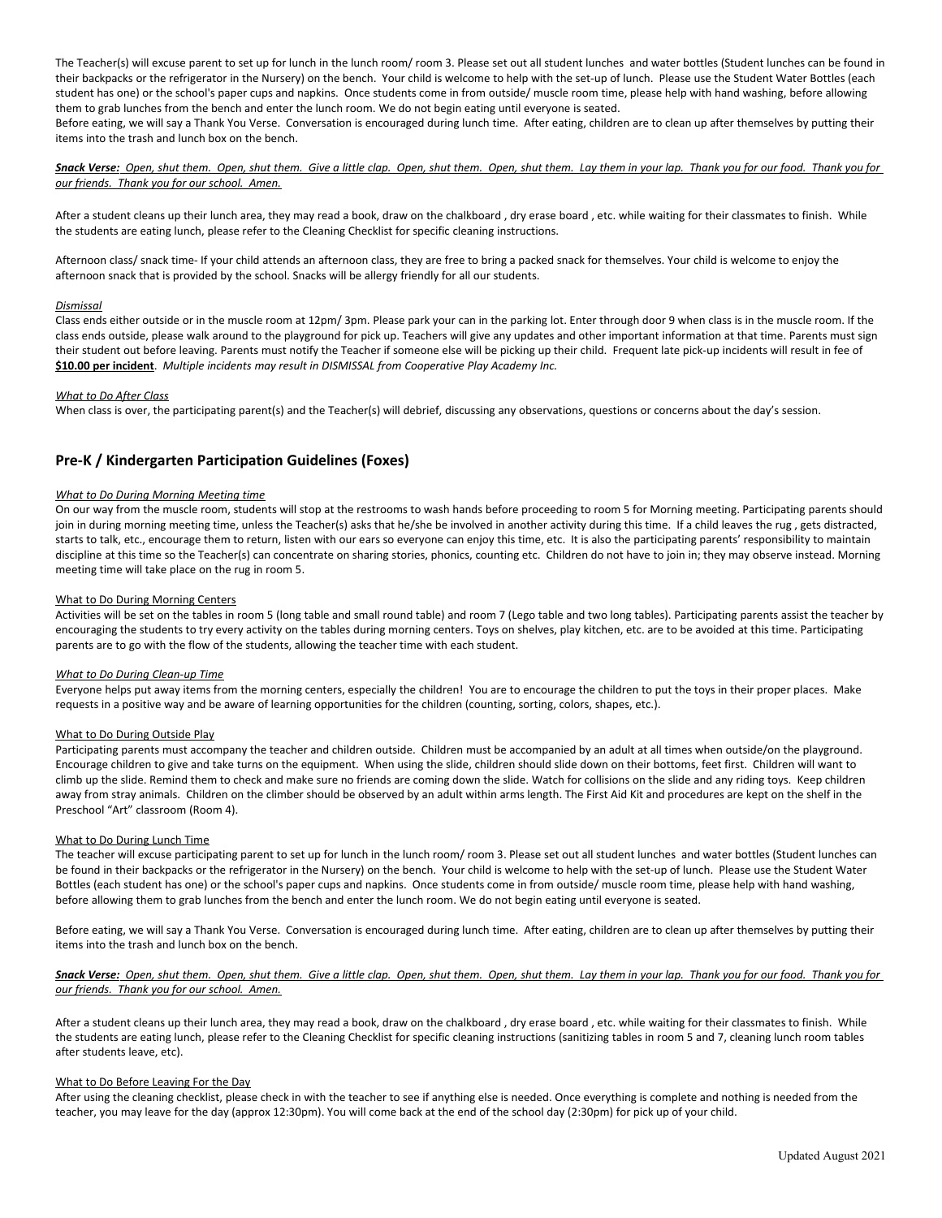The Teacher(s) will excuse parent to set up for lunch in the lunch room/ room 3. Please set out all student lunches and water bottles (Student lunches can be found in their backpacks or the refrigerator in the Nursery) on the bench. Your child is welcome to help with the set-up of lunch. Please use the Student Water Bottles (each student has one) or the school's paper cups and napkins. Once students come in from outside/ muscle room time, please help with hand washing, before allowing them to grab lunches from the bench and enter the lunch room. We do not begin eating until everyone is seated.
Before eating, we will say a Thank You Verse. Conversation is encouraged during lunch time. After eating, children are to clean up after themselves by putting their items into the trash and lunch box on the bench.

***Snack Verse:*** *Open, shut them. Open, shut them. Give a little clap. Open, shut them. Open, shut them. Lay them in your lap. Thank you for our food. Thank you for our friends. Thank you for our school. Amen.*

After a student cleans up their lunch area, they may read a book, draw on the chalkboard , dry erase board , etc. while waiting for their classmates to finish. While the students are eating lunch, please refer to the Cleaning Checklist for specific cleaning instructions.

Afternoon class/ snack time- If your child attends an afternoon class, they are free to bring a packed snack for themselves. Your child is welcome to enjoy the afternoon snack that is provided by the school. Snacks will be allergy friendly for all our students.

*Dismissal*
Class ends either outside or in the muscle room at 12pm/ 3pm. Please park your can in the parking lot. Enter through door 9 when class is in the muscle room. If the class ends outside, please walk around to the playground for pick up. Teachers will give any updates and other important information at that time. Parents must sign their student out before leaving. Parents must notify the Teacher if someone else will be picking up their child. Frequent late pick-up incidents will result in fee of **$10.00 per incident**. *Multiple incidents may result in DISMISSAL from Cooperative Play Academy Inc.*

*What to Do After Class*
When class is over, the participating parent(s) and the Teacher(s) will debrief, discussing any observations, questions or concerns about the day's session.

## Pre-K / Kindergarten Participation Guidelines (Foxes)

*What to Do During Morning Meeting time*
On our way from the muscle room, students will stop at the restrooms to wash hands before proceeding to room 5 for Morning meeting. Participating parents should join in during morning meeting time, unless the Teacher(s) asks that he/she be involved in another activity during this time. If a child leaves the rug , gets distracted, starts to talk, etc., encourage them to return, listen with our ears so everyone can enjoy this time, etc. It is also the participating parents' responsibility to maintain discipline at this time so the Teacher(s) can concentrate on sharing stories, phonics, counting etc. Children do not have to join in; they may observe instead. Morning meeting time will take place on the rug in room 5.

What to Do During Morning Centers
Activities will be set on the tables in room 5 (long table and small round table) and room 7 (Lego table and two long tables). Participating parents assist the teacher by encouraging the students to try every activity on the tables during morning centers. Toys on shelves, play kitchen, etc. are to be avoided at this time. Participating parents are to go with the flow of the students, allowing the teacher time with each student.

*What to Do During Clean-up Time*
Everyone helps put away items from the morning centers, especially the children! You are to encourage the children to put the toys in their proper places. Make requests in a positive way and be aware of learning opportunities for the children (counting, sorting, colors, shapes, etc.).

What to Do During Outside Play
Participating parents must accompany the teacher and children outside. Children must be accompanied by an adult at all times when outside/on the playground. Encourage children to give and take turns on the equipment. When using the slide, children should slide down on their bottoms, feet first. Children will want to climb up the slide. Remind them to check and make sure no friends are coming down the slide. Watch for collisions on the slide and any riding toys. Keep children away from stray animals. Children on the climber should be observed by an adult within arms length. The First Aid Kit and procedures are kept on the shelf in the Preschool "Art" classroom (Room 4).

What to Do During Lunch Time
The teacher will excuse participating parent to set up for lunch in the lunch room/ room 3. Please set out all student lunches and water bottles (Student lunches can be found in their backpacks or the refrigerator in the Nursery) on the bench. Your child is welcome to help with the set-up of lunch. Please use the Student Water Bottles (each student has one) or the school's paper cups and napkins. Once students come in from outside/ muscle room time, please help with hand washing, before allowing them to grab lunches from the bench and enter the lunch room. We do not begin eating until everyone is seated.

Before eating, we will say a Thank You Verse. Conversation is encouraged during lunch time. After eating, children are to clean up after themselves by putting their items into the trash and lunch box on the bench.

***Snack Verse:*** *Open, shut them. Open, shut them. Give a little clap. Open, shut them. Open, shut them. Lay them in your lap. Thank you for our food. Thank you for our friends. Thank you for our school. Amen.*

After a student cleans up their lunch area, they may read a book, draw on the chalkboard , dry erase board , etc. while waiting for their classmates to finish. While the students are eating lunch, please refer to the Cleaning Checklist for specific cleaning instructions (sanitizing tables in room 5 and 7, cleaning lunch room tables after students leave, etc).

What to Do Before Leaving For the Day
After using the cleaning checklist, please check in with the teacher to see if anything else is needed. Once everything is complete and nothing is needed from the teacher, you may leave for the day (approx 12:30pm). You will come back at the end of the school day (2:30pm) for pick up of your child.

Updated August 2021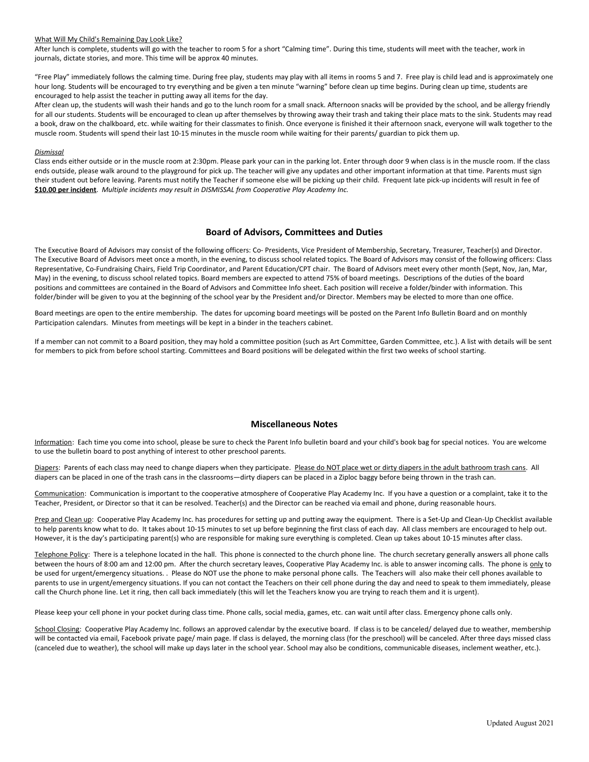What Will My Child's Remaining Day Look Like?

After lunch is complete, students will go with the teacher to room 5 for a short "Calming time". During this time, students will meet with the teacher, work in journals, dictate stories, and more. This time will be approx 40 minutes.

"Free Play" immediately follows the calming time. During free play, students may play with all items in rooms 5 and 7. Free play is child lead and is approximately one hour long. Students will be encouraged to try everything and be given a ten minute "warning" before clean up time begins. During clean up time, students are encouraged to help assist the teacher in putting away all items for the day.

After clean up, the students will wash their hands and go to the lunch room for a small snack. Afternoon snacks will be provided by the school, and be allergy friendly for all our students. Students will be encouraged to clean up after themselves by throwing away their trash and taking their place mats to the sink. Students may read a book, draw on the chalkboard, etc. while waiting for their classmates to finish. Once everyone is finished it their afternoon snack, everyone will walk together to the muscle room. Students will spend their last 10-15 minutes in the muscle room while waiting for their parents/ guardian to pick them up.

*Dismissal*

Class ends either outside or in the muscle room at 2:30pm. Please park your can in the parking lot. Enter through door 9 when class is in the muscle room. If the class ends outside, please walk around to the playground for pick up. The teacher will give any updates and other important information at that time. Parents must sign their student out before leaving. Parents must notify the Teacher if someone else will be picking up their child. Frequent late pick-up incidents will result in fee of **$10.00 per incident**. *Multiple incidents may result in DISMISSAL from Cooperative Play Academy Inc.*

## Board of Advisors, Committees and Duties

The Executive Board of Advisors may consist of the following officers: Co- Presidents, Vice President of Membership, Secretary, Treasurer, Teacher(s) and Director. The Executive Board of Advisors meet once a month, in the evening, to discuss school related topics. The Board of Advisors may consist of the following officers: Class Representative, Co-Fundraising Chairs, Field Trip Coordinator, and Parent Education/CPT chair. The Board of Advisors meet every other month (Sept, Nov, Jan, Mar, May) in the evening, to discuss school related topics. Board members are expected to attend 75% of board meetings. Descriptions of the duties of the board positions and committees are contained in the Board of Advisors and Committee Info sheet. Each position will receive a folder/binder with information. This folder/binder will be given to you at the beginning of the school year by the President and/or Director. Members may be elected to more than one office.

Board meetings are open to the entire membership. The dates for upcoming board meetings will be posted on the Parent Info Bulletin Board and on monthly Participation calendars. Minutes from meetings will be kept in a binder in the teachers cabinet.

If a member can not commit to a Board position, they may hold a committee position (such as Art Committee, Garden Committee, etc.). A list with details will be sent for members to pick from before school starting. Committees and Board positions will be delegated within the first two weeks of school starting.

## Miscellaneous Notes

Information: Each time you come into school, please be sure to check the Parent Info bulletin board and your child's book bag for special notices. You are welcome to use the bulletin board to post anything of interest to other preschool parents.

Diapers: Parents of each class may need to change diapers when they participate. Please do NOT place wet or dirty diapers in the adult bathroom trash cans. All diapers can be placed in one of the trash cans in the classrooms—dirty diapers can be placed in a Ziploc baggy before being thrown in the trash can.

Communication: Communication is important to the cooperative atmosphere of Cooperative Play Academy Inc. If you have a question or a complaint, take it to the Teacher, President, or Director so that it can be resolved. Teacher(s) and the Director can be reached via email and phone, during reasonable hours.

Prep and Clean up: Cooperative Play Academy Inc. has procedures for setting up and putting away the equipment. There is a Set-Up and Clean-Up Checklist available to help parents know what to do. It takes about 10-15 minutes to set up before beginning the first class of each day. All class members are encouraged to help out. However, it is the day's participating parent(s) who are responsible for making sure everything is completed. Clean up takes about 10-15 minutes after class.

Telephone Policy: There is a telephone located in the hall. This phone is connected to the church phone line. The church secretary generally answers all phone calls between the hours of 8:00 am and 12:00 pm. After the church secretary leaves, Cooperative Play Academy Inc. is able to answer incoming calls. The phone is only to be used for urgent/emergency situations. . Please do NOT use the phone to make personal phone calls. The Teachers will also make their cell phones available to parents to use in urgent/emergency situations. If you can not contact the Teachers on their cell phone during the day and need to speak to them immediately, please call the Church phone line. Let it ring, then call back immediately (this will let the Teachers know you are trying to reach them and it is urgent).

Please keep your cell phone in your pocket during class time. Phone calls, social media, games, etc. can wait until after class. Emergency phone calls only.

School Closing: Cooperative Play Academy Inc. follows an approved calendar by the executive board. If class is to be canceled/ delayed due to weather, membership will be contacted via email, Facebook private page/ main page. If class is delayed, the morning class (for the preschool) will be canceled. After three days missed class (canceled due to weather), the school will make up days later in the school year. School may also be conditions, communicable diseases, inclement weather, etc.).

Updated August 2021